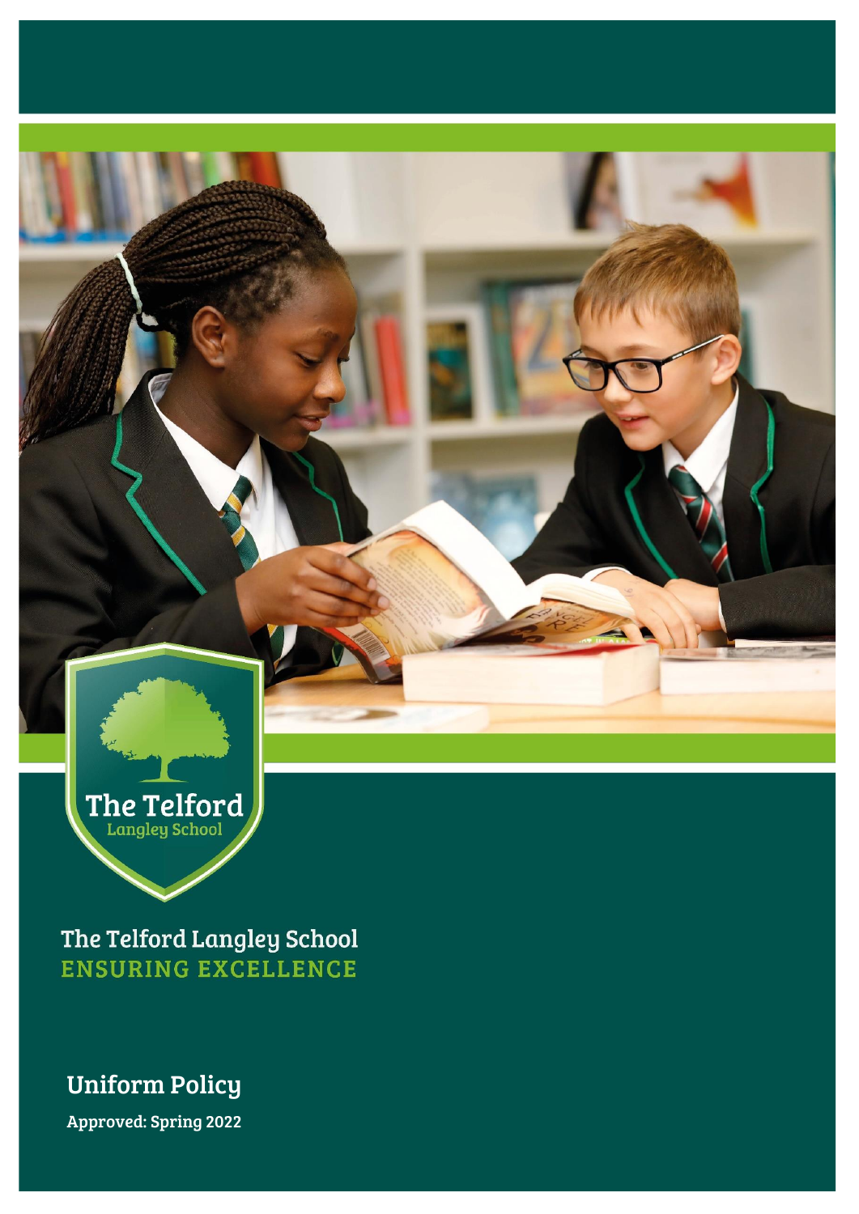The Telford
Langley School

The Telford Langley School
ENSURING EXCELLENCE

# Uniform Policy

**Approved: Spring 2022**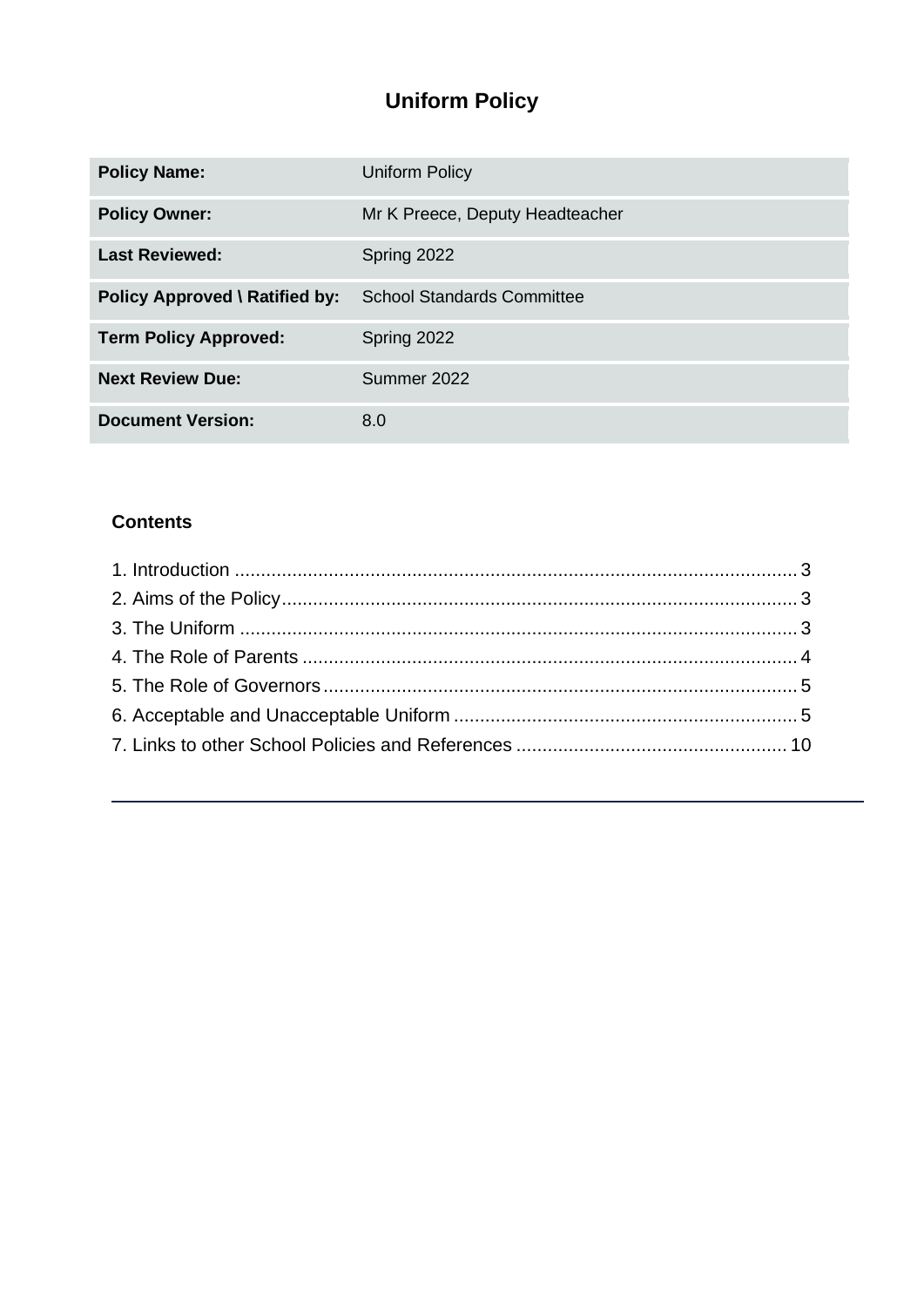# Uniform Policy

| Policy Name: | Uniform Policy |
|---|---|
| **Policy Owner:** | Mr K Preece, Deputy Headteacher |
| **Last Reviewed:** | Spring 2022 |
| **Policy Approved \ Ratified by:** | School Standards Committee |
| **Term Policy Approved:** | Spring 2022 |
| **Next Review Due:** | Summer 2022 |
| **Document Version:** | 8.0 |

### Contents

1. Introduction ........................................................................................................ 3
2. Aims of the Policy ............................................................................................... 3
3. The Uniform ........................................................................................................ 3
4. The Role of Parents ............................................................................................ 4
5. The Role of Governors ........................................................................................ 5
6. Acceptable and Unacceptable Uniform ............................................................... 5
7. Links to other School Policies and References ................................................... 10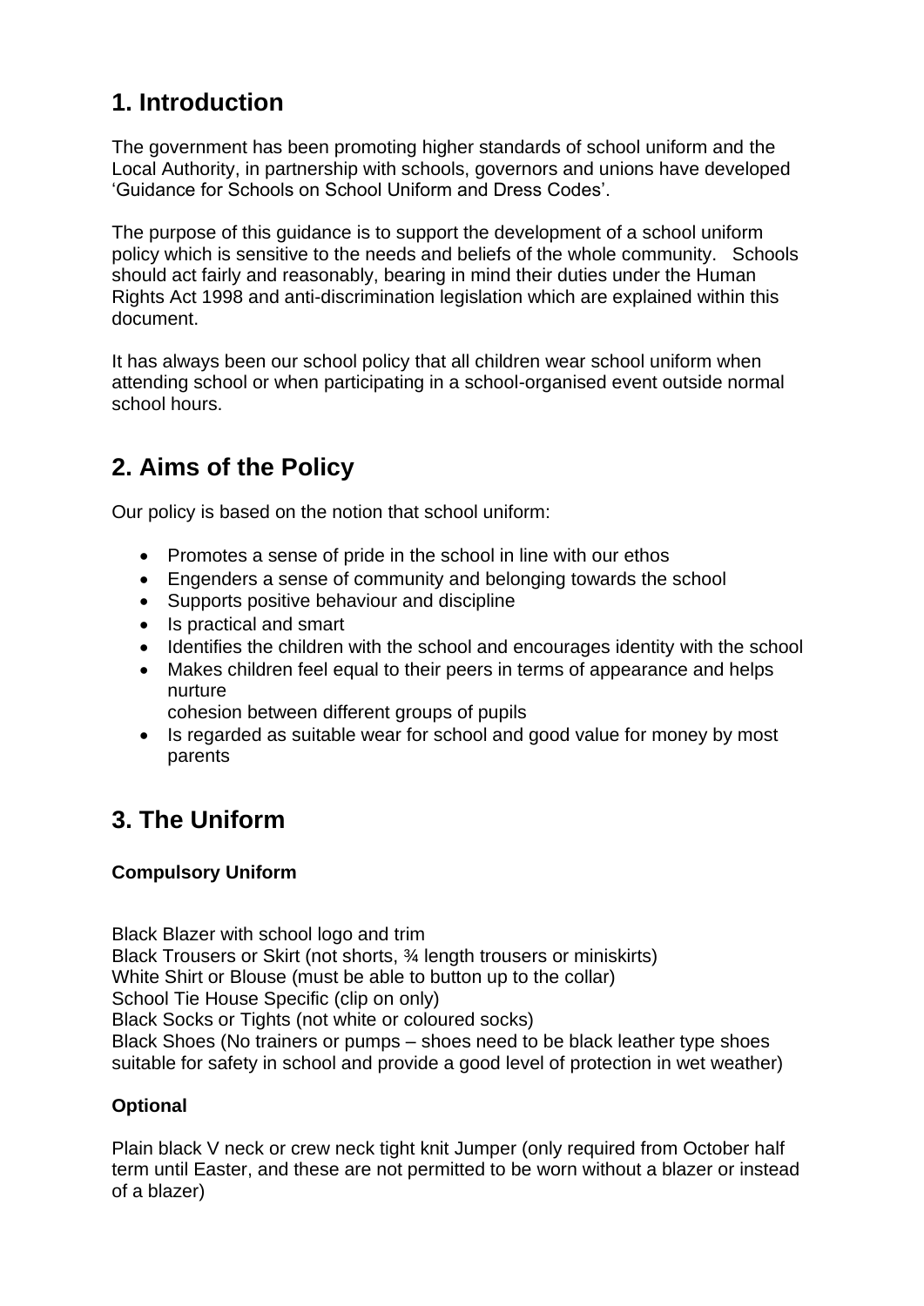## 1. Introduction

The government has been promoting higher standards of school uniform and the Local Authority, in partnership with schools, governors and unions have developed 'Guidance for Schools on School Uniform and Dress Codes'.

The purpose of this guidance is to support the development of a school uniform policy which is sensitive to the needs and beliefs of the whole community. Schools should act fairly and reasonably, bearing in mind their duties under the Human Rights Act 1998 and anti-discrimination legislation which are explained within this document.

It has always been our school policy that all children wear school uniform when attending school or when participating in a school-organised event outside normal school hours.

## 2. Aims of the Policy

Our policy is based on the notion that school uniform:

- Promotes a sense of pride in the school in line with our ethos
- Engenders a sense of community and belonging towards the school
- Supports positive behaviour and discipline
- Is practical and smart
- Identifies the children with the school and encourages identity with the school
- Makes children feel equal to their peers in terms of appearance and helps nurture cohesion between different groups of pupils
- Is regarded as suitable wear for school and good value for money by most parents

## 3. The Uniform

**Compulsory Uniform**

Black Blazer with school logo and trim
Black Trousers or Skirt (not shorts, ¾ length trousers or miniskirts)
White Shirt or Blouse (must be able to button up to the collar)
School Tie House Specific (clip on only)
Black Socks or Tights (not white or coloured socks)
Black Shoes (No trainers or pumps – shoes need to be black leather type shoes suitable for safety in school and provide a good level of protection in wet weather)

**Optional**

Plain black V neck or crew neck tight knit Jumper (only required from October half term until Easter, and these are not permitted to be worn without a blazer or instead of a blazer)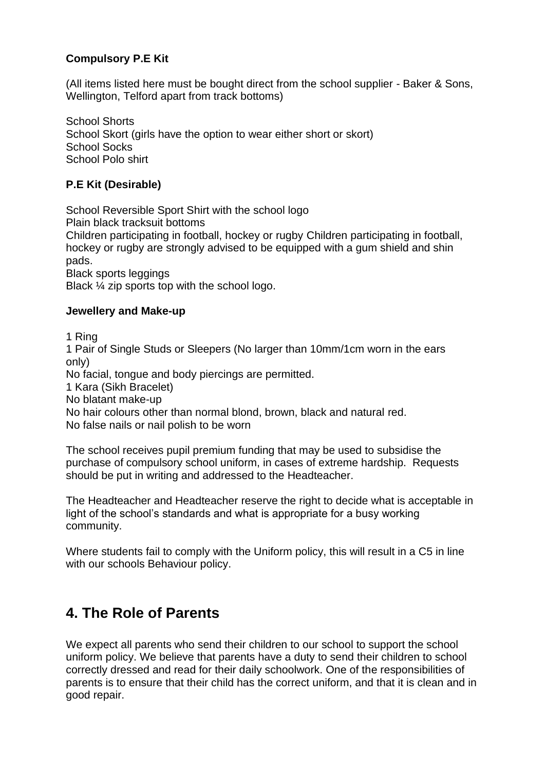**Compulsory P.E Kit**

(All items listed here must be bought direct from the school supplier - Baker & Sons, Wellington, Telford apart from track bottoms)

School Shorts
School Skort (girls have the option to wear either short or skort)
School Socks
School Polo shirt

**P.E Kit (Desirable)**

School Reversible Sport Shirt with the school logo
Plain black tracksuit bottoms
Children participating in football, hockey or rugby Children participating in football, hockey or rugby are strongly advised to be equipped with a gum shield and shin pads.
Black sports leggings
Black ¼ zip sports top with the school logo.

**Jewellery and Make-up**

1 Ring
1 Pair of Single Studs or Sleepers (No larger than 10mm/1cm worn in the ears only)
No facial, tongue and body piercings are permitted.
1 Kara (Sikh Bracelet)
No blatant make-up
No hair colours other than normal blond, brown, black and natural red.
No false nails or nail polish to be worn

The school receives pupil premium funding that may be used to subsidise the purchase of compulsory school uniform, in cases of extreme hardship. Requests should be put in writing and addressed to the Headteacher.

The Headteacher and Headteacher reserve the right to decide what is acceptable in light of the school's standards and what is appropriate for a busy working community.

Where students fail to comply with the Uniform policy, this will result in a C5 in line with our schools Behaviour policy.

## 4. The Role of Parents

We expect all parents who send their children to our school to support the school uniform policy. We believe that parents have a duty to send their children to school correctly dressed and read for their daily schoolwork. One of the responsibilities of parents is to ensure that their child has the correct uniform, and that it is clean and in good repair.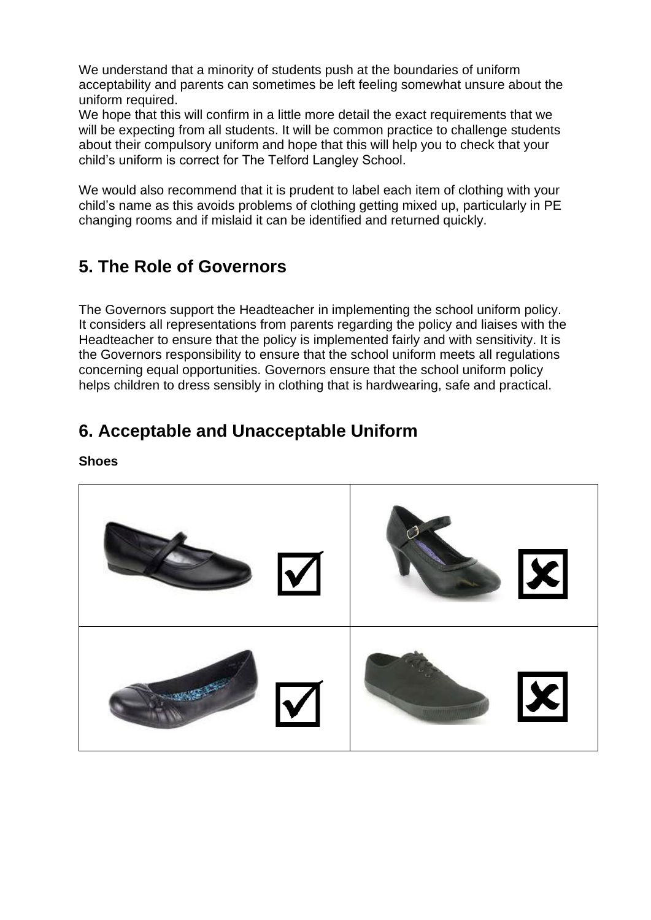We understand that a minority of students push at the boundaries of uniform acceptability and parents can sometimes be left feeling somewhat unsure about the uniform required.
We hope that this will confirm in a little more detail the exact requirements that we will be expecting from all students. It will be common practice to challenge students about their compulsory uniform and hope that this will help you to check that your child's uniform is correct for The Telford Langley School.

We would also recommend that it is prudent to label each item of clothing with your child's name as this avoids problems of clothing getting mixed up, particularly in PE changing rooms and if mislaid it can be identified and returned quickly.

## 5. The Role of Governors

The Governors support the Headteacher in implementing the school uniform policy. It considers all representations from parents regarding the policy and liaises with the Headteacher to ensure that the policy is implemented fairly and with sensitivity. It is the Governors responsibility to ensure that the school uniform meets all regulations concerning equal opportunities. Governors ensure that the school uniform policy helps children to dress sensibly in clothing that is hardwearing, safe and practical.

## 6. Acceptable and Unacceptable Uniform

**Shoes**

| | |
|---|---|
| ☑ | ☒ |
| ☑ | ☒ |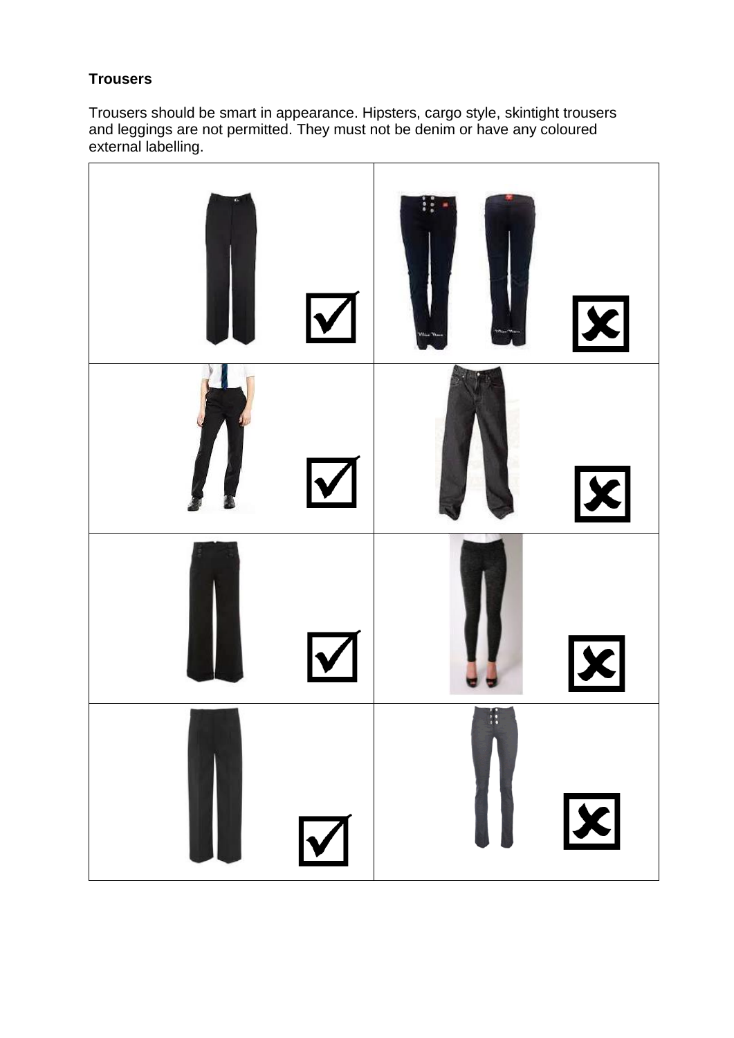**Trousers**

Trousers should be smart in appearance. Hipsters, cargo style, skintight trousers and leggings are not permitted. They must not be denim or have any coloured external labelling.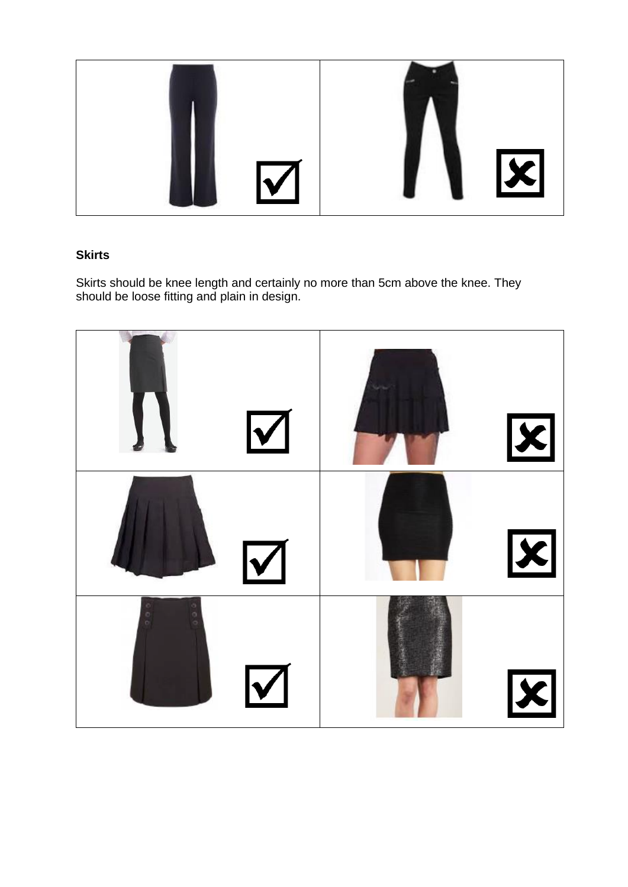## Skirts

Skirts should be knee length and certainly no more than 5cm above the knee. They should be loose fitting and plain in design.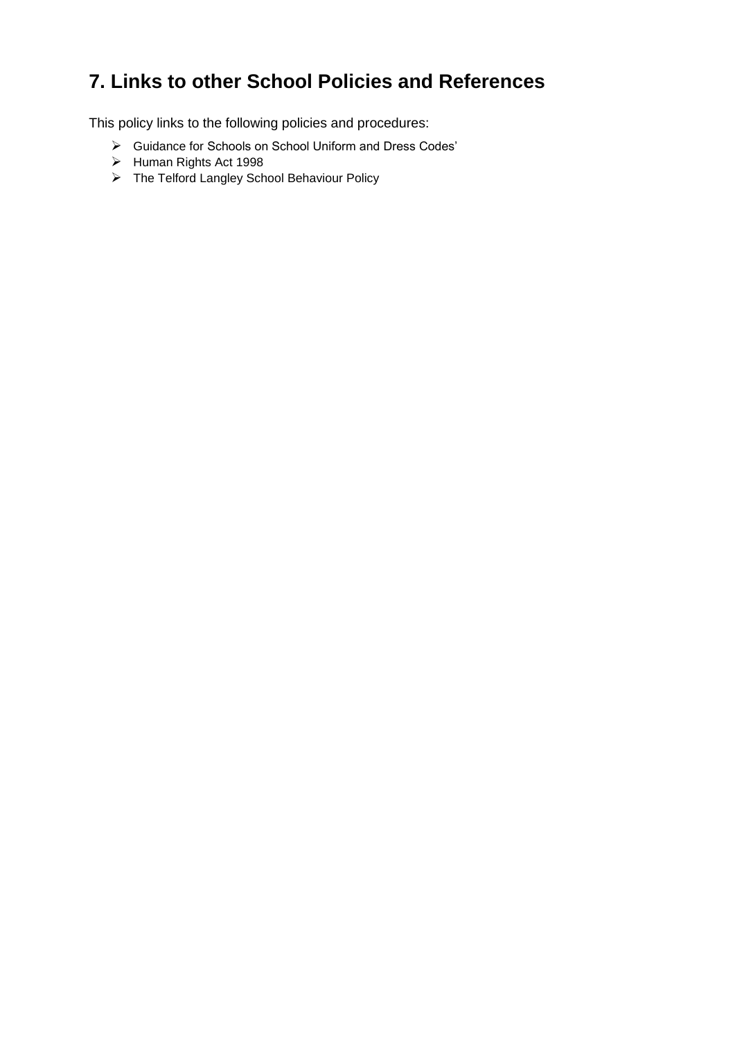## 7. Links to other School Policies and References

This policy links to the following policies and procedures:

- Guidance for Schools on School Uniform and Dress Codes'
- Human Rights Act 1998
- The Telford Langley School Behaviour Policy